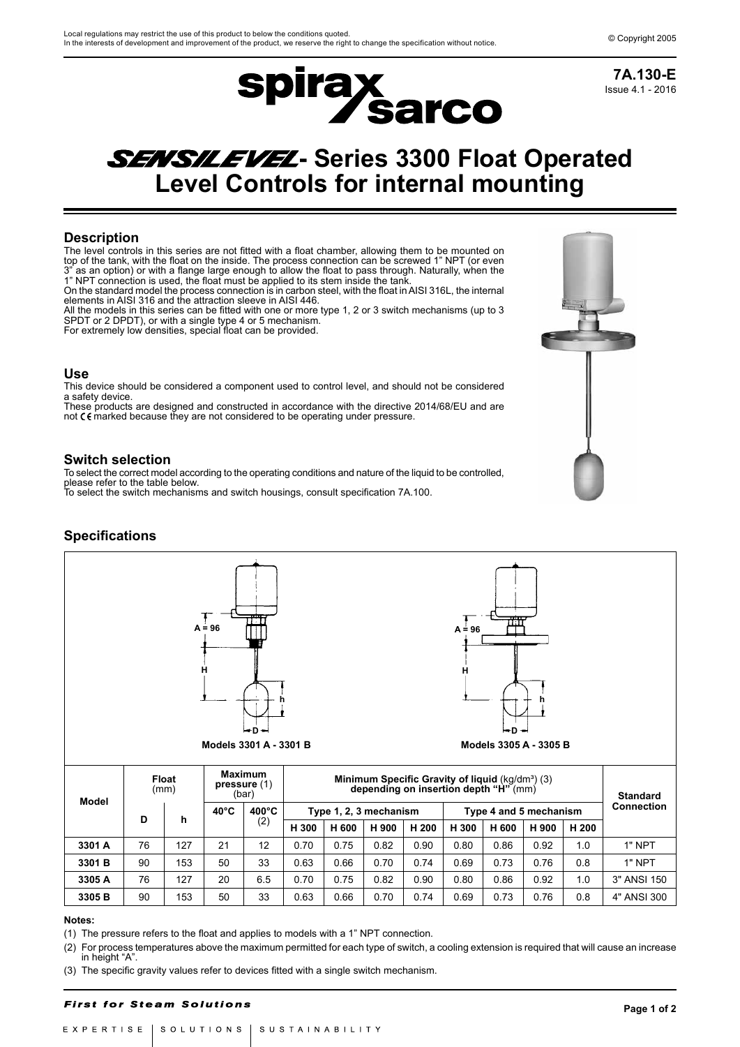Local regulations may restrict the use of this product to below the conditions quoted.
In the interests of development and improvement of the product, we reserve the right to change the specification without notice.

© Copyright 2005

**7A.130-E**
Issue 4.1 - 2016

# SENSILEVEL - Series 3300 Float Operated Level Controls for internal mounting

## Description

The level controls in this series are not fitted with a float chamber, allowing them to be mounted on top of the tank, with the float on the inside. The process connection can be screwed 1" NPT (or even 3" as an option) or with a flange large enough to allow the float to pass through. Naturally, when the 1" NPT connection is used, the float must be applied to its stem inside the tank.
On the standard model the process connection is in carbon steel, with the float in AISI 316L, the internal elements in AISI 316 and the attraction sleeve in AISI 446.
All the models in this series can be fitted with one or more type 1, 2 or 3 switch mechanisms (up to 3 SPDT or 2 DPDT), or with a single type 4 or 5 mechanism.
For extremely low densities, special float can be provided.

## Use

This device should be considered a component used to control level, and should not be considered a safety device.
These products are designed and constructed in accordance with the directive 2014/68/EU and are not CE marked because they are not considered to be operating under pressure.

## Switch selection

To select the correct model according to the operating conditions and nature of the liquid to be controlled, please refer to the table below.
To select the switch mechanisms and switch housings, consult specification 7A.100.

## Specifications

Models 3301 A - 3301 B

Models 3305 A - 3305 B

| Model | Float (mm) | | Maximum pressure (1) (bar) | | Minimum Specific Gravity of liquid (kg/dm³) (3) depending on insertion depth "H" (mm) | | | | | | | | Standard Connection |
|---|---|---|---|---|---|---|---|---|---|---|---|---|---|
| | | | | | Type 1, 2, 3 mechanism | | | | Type 4 and 5 mechanism | | | | |
| | D | h | 40°C | 400°C (2) | H 300 | H 600 | H 900 | H 200 | H 300 | H 600 | H 900 | H 200 | |
| 3301 A | 76 | 127 | 21 | 12 | 0.70 | 0.75 | 0.82 | 0.90 | 0.80 | 0.86 | 0.92 | 1.0 | 1" NPT |
| 3301 B | 90 | 153 | 50 | 33 | 0.63 | 0.66 | 0.70 | 0.74 | 0.69 | 0.73 | 0.76 | 0.8 | 1" NPT |
| 3305 A | 76 | 127 | 20 | 6.5 | 0.70 | 0.75 | 0.82 | 0.90 | 0.80 | 0.86 | 0.92 | 1.0 | 3" ANSI 150 |
| 3305 B | 90 | 153 | 50 | 33 | 0.63 | 0.66 | 0.70 | 0.74 | 0.69 | 0.73 | 0.76 | 0.8 | 4" ANSI 300 |

**Notes:**

(1) The pressure refers to the float and applies to models with a 1" NPT connection.

(2) For process temperatures above the maximum permitted for each type of switch, a cooling extension is required that will cause an increase in height "A".

(3) The specific gravity values refer to devices fitted with a single switch mechanism.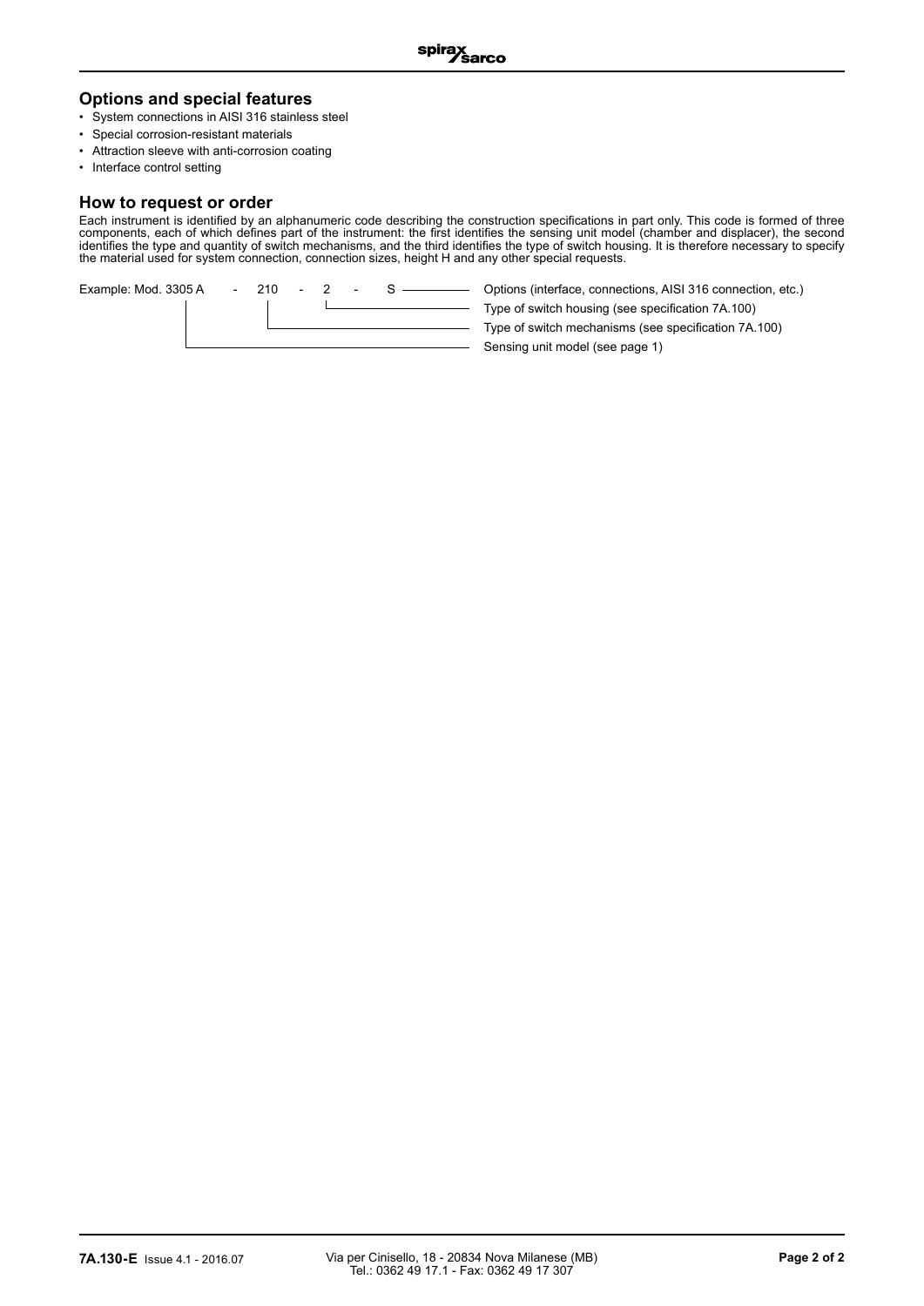## Options and special features

- System connections in AISI 316 stainless steel
- Special corrosion-resistant materials
- Attraction sleeve with anti-corrosion coating
- Interface control setting

## How to request or order

Each instrument is identified by an alphanumeric code describing the construction specifications in part only. This code is formed of three components, each of which defines part of the instrument: the first identifies the sensing unit model (chamber and displacer), the second identifies the type and quantity of switch mechanisms, and the third identifies the type of switch housing. It is therefore necessary to specify the material used for system connection, connection sizes, height H and any other special requests.

Example: Mod. 3305 A - 210 - 2 - S

- S — Options (interface, connections, AISI 316 connection, etc.)
- 2 — Type of switch housing (see specification 7A.100)
- 210 — Type of switch mechanisms (see specification 7A.100)
- 3305 A — Sensing unit model (see page 1)

7A.130-E Issue 4.1 - 2016.07

Via per Cinisello, 18 - 20834 Nova Milanese (MB)
Tel.: 0362 49 17.1 - Fax: 0362 49 17 307